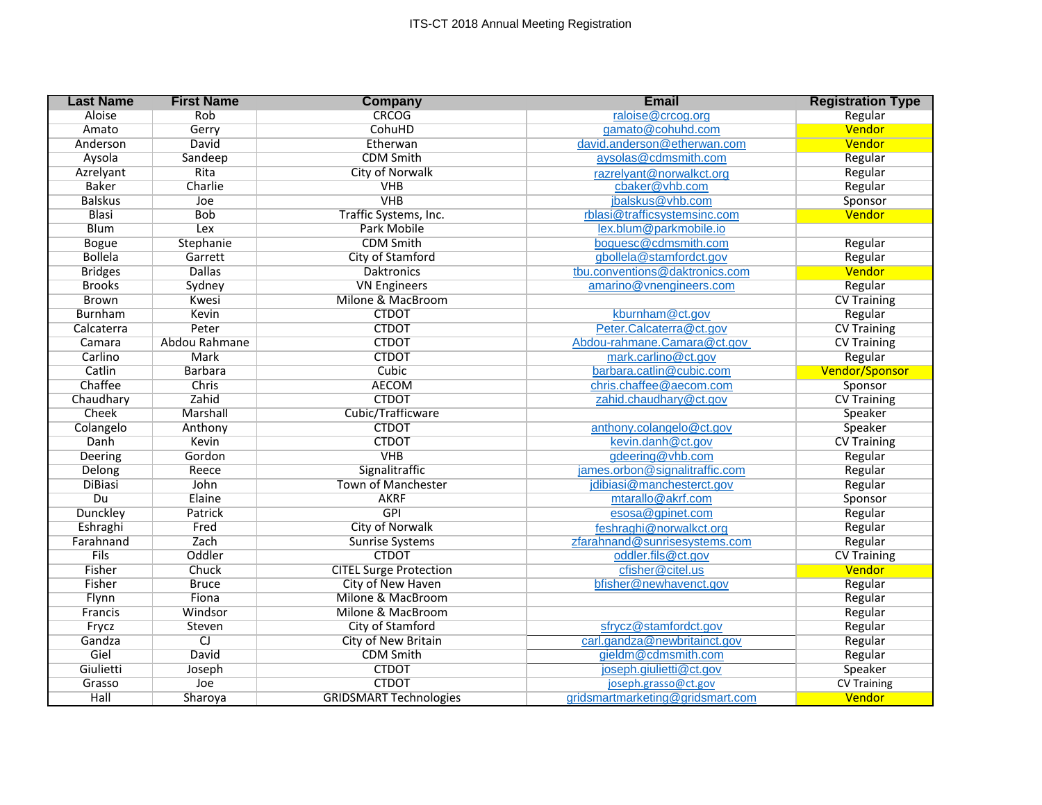# ITS-CT 2018 Annual Meeting Registration

| Last Name | First Name | Company | Email | Registration Type |
|---|---|---|---|---|
| Aloise | Rob | CRCOG | raloise@crcog.org | Regular |
| Amato | Gerry | CohuHD | gamato@cohuhd.com | Vendor |
| Anderson | David | Etherwan | david.anderson@etherwan.com | Vendor |
| Aysola | Sandeep | CDM Smith | aysolas@cdmsmith.com | Regular |
| Azrelyant | Rita | City of Norwalk | razrelyant@norwalkct.org | Regular |
| Baker | Charlie | VHB | cbaker@vhb.com | Regular |
| Balskus | Joe | VHB | jbalskus@vhb.com | Sponsor |
| Blasi | Bob | Traffic Systems, Inc. | rblasi@trafficsystemsinc.com | Vendor |
| Blum | Lex | Park Mobile | lex.blum@parkmobile.io | |
| Bogue | Stephanie | CDM Smith | boguesc@cdmsmith.com | Regular |
| Bollela | Garrett | City of Stamford | gbollela@stamfordct.gov | Regular |
| Bridges | Dallas | Daktronics | tbu.conventions@daktronics.com | Vendor |
| Brooks | Sydney | VN Engineers | amarino@vnengineers.com | Regular |
| Brown | Kwesi | Milone & MacBroom | | CV Training |
| Burnham | Kevin | CTDOT | kburnham@ct.gov | Regular |
| Calcaterra | Peter | CTDOT | Peter.Calcaterra@ct.gov | CV Training |
| Camara | Abdou Rahmane | CTDOT | Abdou-rahmane.Camara@ct.gov | CV Training |
| Carlino | Mark | CTDOT | mark.carlino@ct.gov | Regular |
| Catlin | Barbara | Cubic | barbara.catlin@cubic.com | Vendor/Sponsor |
| Chaffee | Chris | AECOM | chris.chaffee@aecom.com | Sponsor |
| Chaudhary | Zahid | CTDOT | zahid.chaudhary@ct.gov | CV Training |
| Cheek | Marshall | Cubic/Trafficware | | Speaker |
| Colangelo | Anthony | CTDOT | anthony.colangelo@ct.gov | Speaker |
| Danh | Kevin | CTDOT | kevin.danh@ct.gov | CV Training |
| Deering | Gordon | VHB | gdeering@vhb.com | Regular |
| Delong | Reece | Signalitraffic | james.orbon@signalitraffic.com | Regular |
| DiBiasi | John | Town of Manchester | jdibiasi@manchesterct.gov | Regular |
| Du | Elaine | AKRF | mtarallo@akrf.com | Sponsor |
| Dunckley | Patrick | GPI | esosa@gpinet.com | Regular |
| Eshraghi | Fred | City of Norwalk | feshraghi@norwalkct.org | Regular |
| Farahnand | Zach | Sunrise Systems | zfarahnand@sunrisesystems.com | Regular |
| Fils | Oddler | CTDOT | oddler.fils@ct.gov | CV Training |
| Fisher | Chuck | CITEL Surge Protection | cfisher@citel.us | Vendor |
| Fisher | Bruce | City of New Haven | bfisher@newhavenct.gov | Regular |
| Flynn | Fiona | Milone & MacBroom | | Regular |
| Francis | Windsor | Milone & MacBroom | | Regular |
| Frycz | Steven | City of Stamford | sfrycz@stamfordct.gov | Regular |
| Gandza | CJ | City of New Britain | carl.gandza@newbritainct.gov | Regular |
| Giel | David | CDM Smith | gieldm@cdmsmith.com | Regular |
| Giulietti | Joseph | CTDOT | joseph.giulietti@ct.gov | Speaker |
| Grasso | Joe | CTDOT | joseph.grasso@ct.gov | CV Training |
| Hall | Sharoya | GRIDSMART Technologies | gridsmartmarketing@gridsmart.com | Vendor |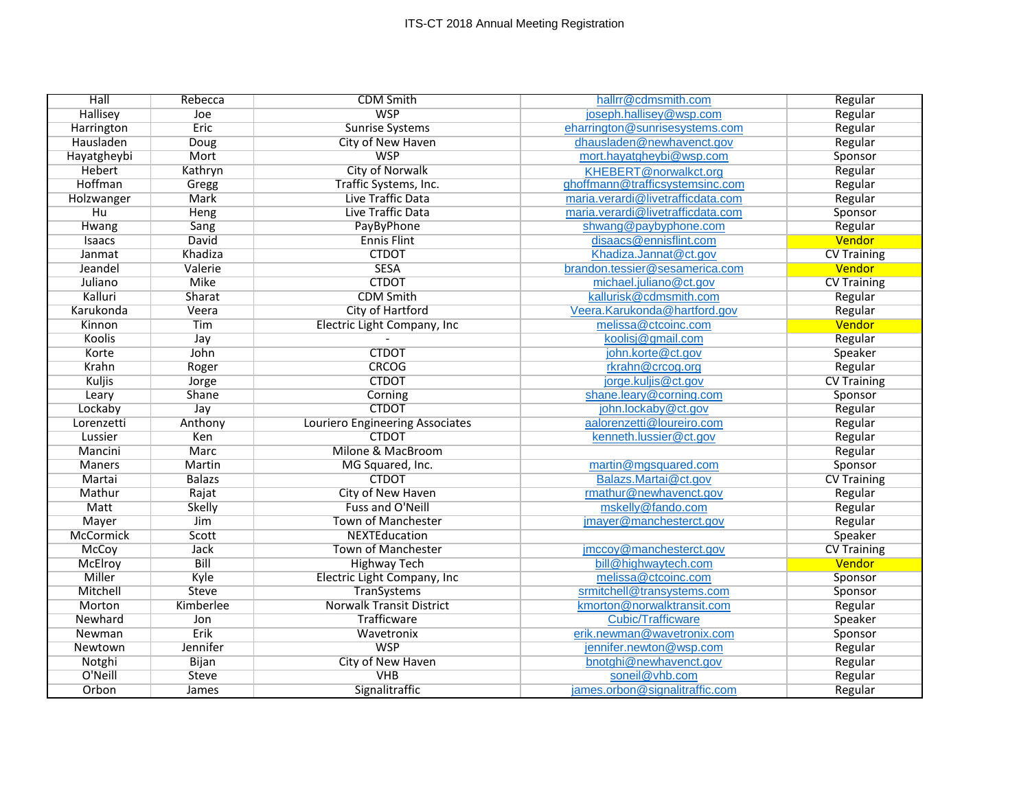ITS-CT 2018 Annual Meeting Registration

| | | | | |
|---|---|---|---|---|
| Hall | Rebecca | CDM Smith | hallrr@cdmsmith.com | Regular |
| Hallisey | Joe | WSP | joseph.hallisey@wsp.com | Regular |
| Harrington | Eric | Sunrise Systems | eharrington@sunrisesystems.com | Regular |
| Hausladen | Doug | City of New Haven | dhausladen@newhavenct.gov | Regular |
| Hayatgheybi | Mort | WSP | mort.hayatgheybi@wsp.com | Sponsor |
| Hebert | Kathryn | City of Norwalk | KHEBERT@norwalkct.org | Regular |
| Hoffman | Gregg | Traffic Systems, Inc. | ghoffmann@trafficsystemsinc.com | Regular |
| Holzwanger | Mark | Live Traffic Data | maria.verardi@livetrafficdata.com | Regular |
| Hu | Heng | Live Traffic Data | maria.verardi@livetrafficdata.com | Sponsor |
| Hwang | Sang | PayByPhone | shwang@paybyphone.com | Regular |
| Isaacs | David | Ennis Flint | disaacs@ennisflint.com | Vendor |
| Janmat | Khadiza | CTDOT | Khadiza.Jannat@ct.gov | CV Training |
| Jeandel | Valerie | SESA | brandon.tessier@sesamerica.com | Vendor |
| Juliano | Mike | CTDOT | michael.juliano@ct.gov | CV Training |
| Kalluri | Sharat | CDM Smith | kallurisk@cdmsmith.com | Regular |
| Karukonda | Veera | City of Hartford | Veera.Karukonda@hartford.gov | Regular |
| Kinnon | Tim | Electric Light Company, Inc | melissa@ctcoinc.com | Vendor |
| Koolis | Jay | - | koolisj@gmail.com | Regular |
| Korte | John | CTDOT | john.korte@ct.gov | Speaker |
| Krahn | Roger | CRCOG | rkrahn@crcog.org | Regular |
| Kuljis | Jorge | CTDOT | jorge.kuljis@ct.gov | CV Training |
| Leary | Shane | Corning | shane.leary@corning.com | Sponsor |
| Lockaby | Jay | CTDOT | john.lockaby@ct.gov | Regular |
| Lorenzetti | Anthony | Louriero Engineering Associates | aalorenzetti@loureiro.com | Regular |
| Lussier | Ken | CTDOT | kenneth.lussier@ct.gov | Regular |
| Mancini | Marc | Milone & MacBroom | | Regular |
| Maners | Martin | MG Squared, Inc. | martin@mgsquared.com | Sponsor |
| Martai | Balazs | CTDOT | Balazs.Martai@ct.gov | CV Training |
| Mathur | Rajat | City of New Haven | rmathur@newhavenct.gov | Regular |
| Matt | Skelly | Fuss and O'Neill | mskelly@fando.com | Regular |
| Mayer | Jim | Town of Manchester | jmayer@manchesterct.gov | Regular |
| McCormick | Scott | NEXTEducation | | Speaker |
| McCoy | Jack | Town of Manchester | jmccoy@manchesterct.gov | CV Training |
| McElroy | Bill | Highway Tech | bill@highwaytech.com | Vendor |
| Miller | Kyle | Electric Light Company, Inc | melissa@ctcoinc.com | Sponsor |
| Mitchell | Steve | TranSystems | srmitchell@transystems.com | Sponsor |
| Morton | Kimberlee | Norwalk Transit District | kmorton@norwalktransit.com | Regular |
| Newhard | Jon | Trafficware | Cubic/Trafficware | Speaker |
| Newman | Erik | Wavetronix | erik.newman@wavetronix.com | Sponsor |
| Newtown | Jennifer | WSP | jennifer.newton@wsp.com | Regular |
| Notghi | Bijan | City of New Haven | bnotghi@newhavenct.gov | Regular |
| O'Neill | Steve | VHB | soneil@vhb.com | Regular |
| Orbon | James | Signalitraffic | james.orbon@signalitraffic.com | Regular |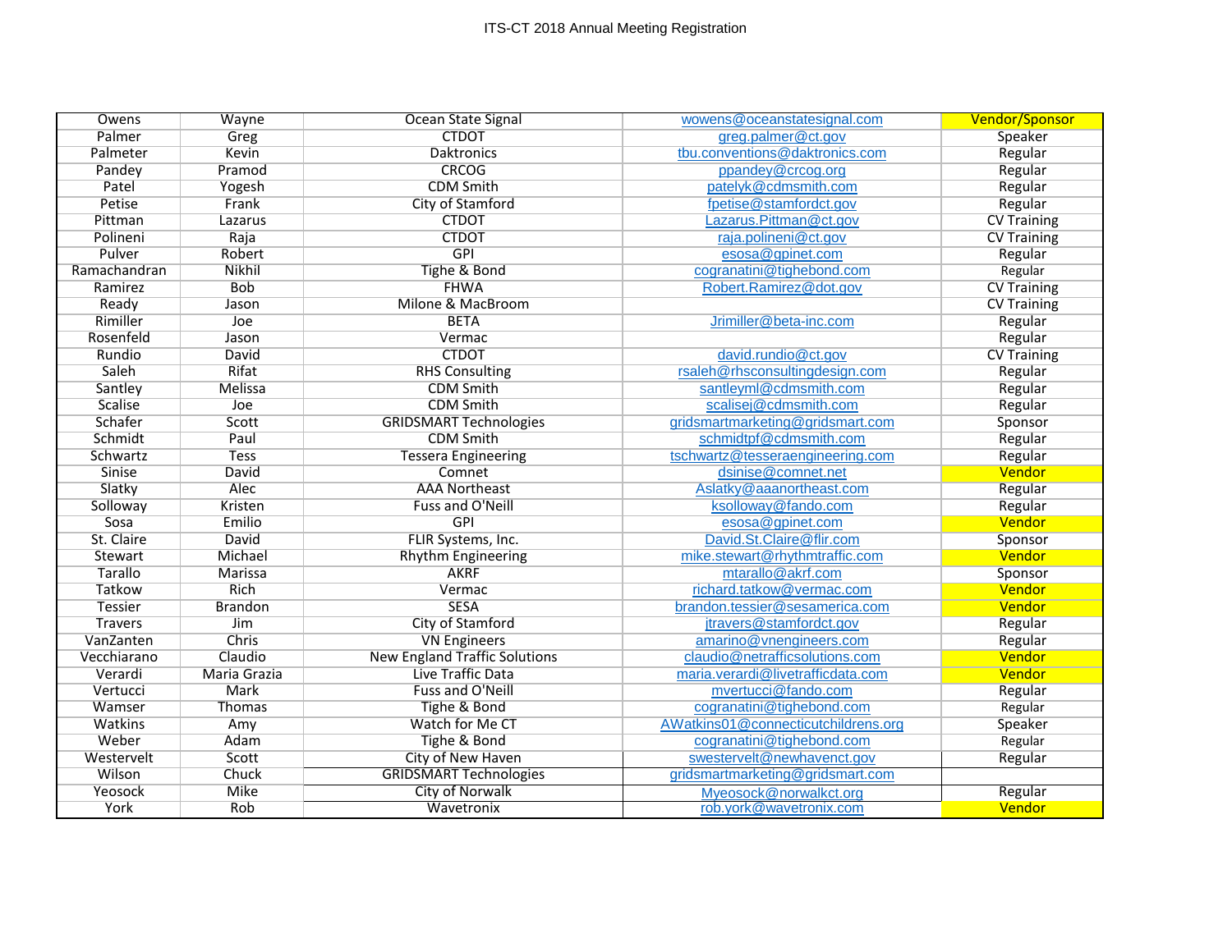| | | | | |
|---|---|---|---|---|
| Owens | Wayne | Ocean State Signal | wowens@oceanstatesignal.com | Vendor/Sponsor |
| Palmer | Greg | CTDOT | greg.palmer@ct.gov | Speaker |
| Palmeter | Kevin | Daktronics | tbu.conventions@daktronics.com | Regular |
| Pandey | Pramod | CRCOG | ppandey@crcog.org | Regular |
| Patel | Yogesh | CDM Smith | patelyk@cdmsmith.com | Regular |
| Petise | Frank | City of Stamford | fpetise@stamfordct.gov | Regular |
| Pittman | Lazarus | CTDOT | Lazarus.Pittman@ct.gov | CV Training |
| Polineni | Raja | CTDOT | raja.polineni@ct.gov | CV Training |
| Pulver | Robert | GPI | esosa@gpinet.com | Regular |
| Ramachandran | Nikhil | Tighe & Bond | cogranatini@tighebond.com | Regular |
| Ramirez | Bob | FHWA | Robert.Ramirez@dot.gov | CV Training |
| Ready | Jason | Milone & MacBroom | | CV Training |
| Rimiller | Joe | BETA | Jrimiller@beta-inc.com | Regular |
| Rosenfeld | Jason | Vermac | | Regular |
| Rundio | David | CTDOT | david.rundio@ct.gov | CV Training |
| Saleh | Rifat | RHS Consulting | rsaleh@rhsconsultingdesign.com | Regular |
| Santley | Melissa | CDM Smith | santleyml@cdmsmith.com | Regular |
| Scalise | Joe | CDM Smith | scalisej@cdmsmith.com | Regular |
| Schafer | Scott | GRIDSMART Technologies | gridsmartmarketing@gridsmart.com | Sponsor |
| Schmidt | Paul | CDM Smith | schmidtpf@cdmsmith.com | Regular |
| Schwartz | Tess | Tessera Engineering | tschwartz@tesseraengineering.com | Regular |
| Sinise | David | Comnet | dsinise@comnet.net | Vendor |
| Slatky | Alec | AAA Northeast | Aslatky@aaanortheast.com | Regular |
| Solloway | Kristen | Fuss and O'Neill | ksolloway@fando.com | Regular |
| Sosa | Emilio | GPI | esosa@gpinet.com | Vendor |
| St. Claire | David | FLIR Systems, Inc. | David.St.Claire@flir.com | Sponsor |
| Stewart | Michael | Rhythm Engineering | mike.stewart@rhythmtraffic.com | Vendor |
| Tarallo | Marissa | AKRF | mtarallo@akrf.com | Sponsor |
| Tatkow | Rich | Vermac | richard.tatkow@vermac.com | Vendor |
| Tessier | Brandon | SESA | brandon.tessier@sesamerica.com | Vendor |
| Travers | Jim | City of Stamford | jtravers@stamfordct.gov | Regular |
| VanZanten | Chris | VN Engineers | amarino@vnengineers.com | Regular |
| Vecchiarano | Claudio | New England Traffic Solutions | claudio@netrafficsolutions.com | Vendor |
| Verardi | Maria Grazia | Live Traffic Data | maria.verardi@livetrafficdata.com | Vendor |
| Vertucci | Mark | Fuss and O'Neill | mvertucci@fando.com | Regular |
| Wamser | Thomas | Tighe & Bond | cogranatini@tighebond.com | Regular |
| Watkins | Amy | Watch for Me CT | AWatkins01@connecticutchildrens.org | Speaker |
| Weber | Adam | Tighe & Bond | cogranatini@tighebond.com | Regular |
| Westervelt | Scott | City of New Haven | swestervelt@newhavenct.gov | Regular |
| Wilson | Chuck | GRIDSMART Technologies | gridsmartmarketing@gridsmart.com | |
| Yeosock | Mike | City of Norwalk | Myeosock@norwalkct.org | Regular |
| York | Rob | Wavetronix | rob.york@wavetronix.com | Vendor |